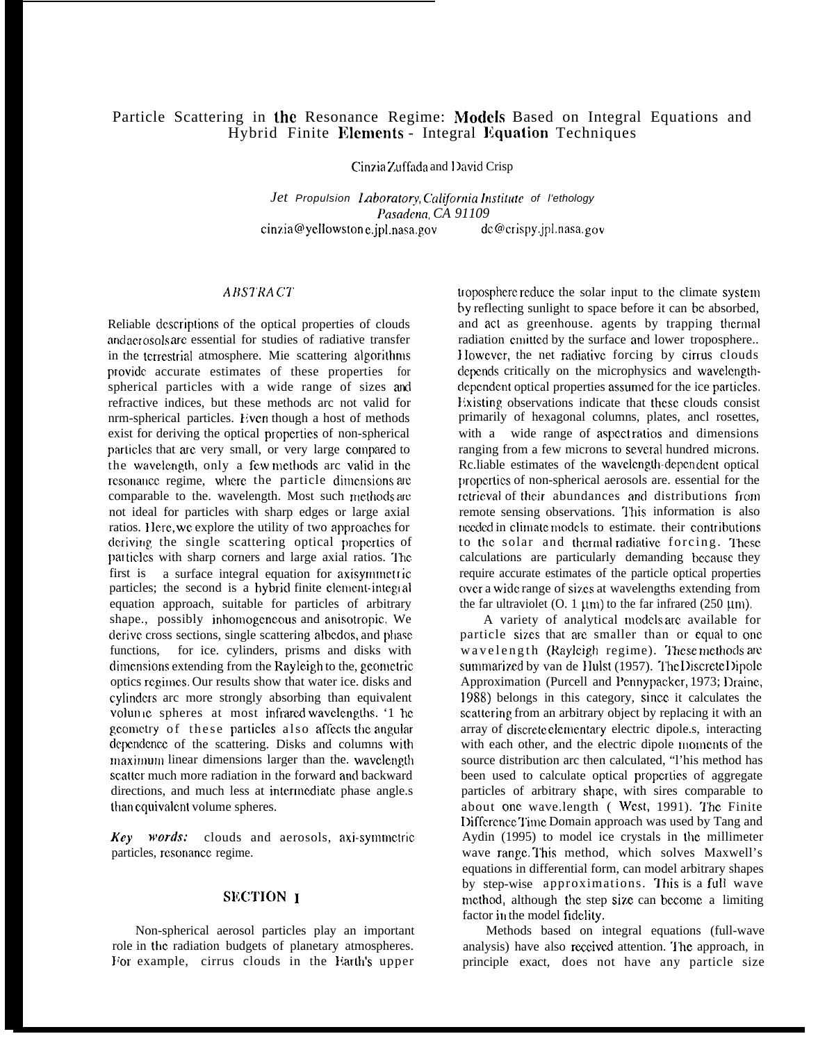# Particle Scattering in the Resonance Regime: Models Based on Integral Equations and Hybrid Finite Elements - Integral Equation Techniques

Cinzia Zuffada and David Crisp

*Jet Propulsion Laboratory, California Institute of l'ethology*
*Pasadena, CA 91109*
cinzia@yellowstone.jpl.nasa.gov dc@crispy.jpl.nasa.gov

## *ABSTRACT*

Reliable descriptions of the optical properties of clouds and aerosols are essential for studies of radiative transfer in the terrestrial atmosphere. Mie scattering algorithms provide accurate estimates of these properties for spherical particles with a wide range of sizes and refractive indices, but these methods are not valid for non-spherical particles. Even though a host of methods exist for deriving the optical properties of non-spherical particles that are very small, or very large compared to the wavelength, only a few methods are valid in the resonance regime, where the particle dimensions are comparable to the. wavelength. Most such methods are not ideal for particles with sharp edges or large axial ratios. Here, we explore the utility of two approaches for deriving the single scattering optical properties of particles with sharp corners and large axial ratios. The first is a surface integral equation for axisymmetric particles; the second is a hybrid finite element-integral equation approach, suitable for particles of arbitrary shape., possibly inhomogeneous and anisotropic. We derive cross sections, single scattering albedos, and phase functions, for ice. cylinders, prisms and disks with dimensions extending from the Rayleigh to the, geometric optics regimes. Our results show that water ice. disks and cylinders are more strongly absorbing than equivalent volume spheres at most infrared wavelengths. The geometry of these particles also affects the angular dependence of the scattering. Disks and columns with maximum linear dimensions larger than the. wavelength scatter much more radiation in the forward and backward directions, and much less at intermediate phase angle.s than equivalent volume spheres.

***Key words:*** clouds and aerosols, axi-symmetric particles, resonance regime.

## SECTION I

Non-spherical aerosol particles play an important role in the radiation budgets of planetary atmospheres. For example, cirrus clouds in the Earth's upper troposphere reduce the solar input to the climate system by reflecting sunlight to space before it can be absorbed, and act as greenhouse. agents by trapping thermal radiation emitted by the surface and lower troposphere.. However, the net radiative forcing by cirrus clouds depends critically on the microphysics and wavelength-dependent optical properties assumed for the ice particles. Existing observations indicate that these clouds consist primarily of hexagonal columns, plates, and rosettes, with a wide range of aspect ratios and dimensions ranging from a few microns to several hundred microns. Reliable estimates of the wavelength-dependent optical properties of non-spherical aerosols are. essential for the retrieval of their abundances and distributions from remote sensing observations. This information is also needed in climate models to estimate. their contributions to the solar and thermal radiative forcing. These calculations are particularly demanding because they require accurate estimates of the particle optical properties over a wide range of sizes at wavelengths extending from the far ultraviolet (0. 1 μm) to the far infrared (250 μm).

A variety of analytical models are available for particle sizes that are smaller than or equal to one wavelength (Rayleigh regime). These methods are summarized by van de Hulst (1957). The Discrete Dipole Approximation (Purcell and Pennypacker, 1973; Draine, 1988) belongs in this category, since it calculates the scattering from an arbitrary object by replacing it with an array of discrete elementary electric dipole.s, interacting with each other, and the electric dipole moments of the source distribution are then calculated, This method has been used to calculate optical properties of aggregate particles of arbitrary shape, with sizes comparable to about one wave.length ( West, 1991). The Finite Difference Time Domain approach was used by Tang and Aydin (1995) to model ice crystals in the millimeter wave range. This method, which solves Maxwell's equations in differential form, can model arbitrary shapes by step-wise approximations. This is a full wave method, although the step size can become a limiting factor in the model fidelity.

Methods based on integral equations (full-wave analysis) have also received attention. The approach, in principle exact, does not have any particle size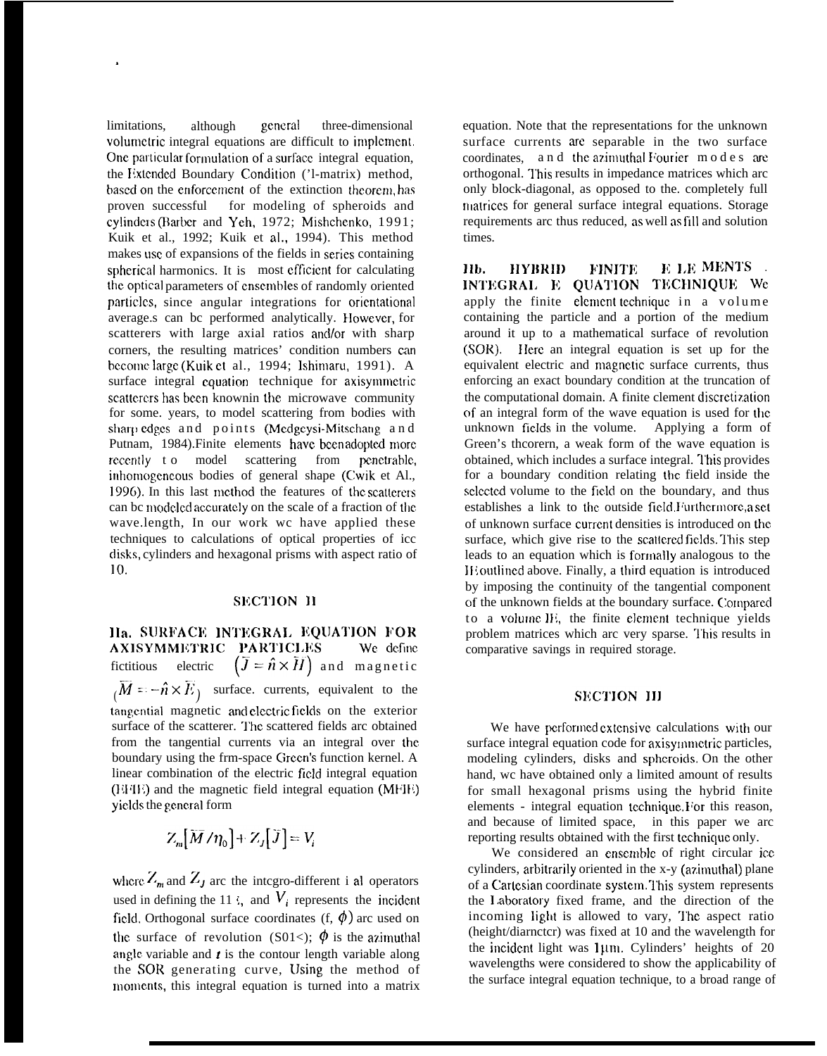limitations, although general three-dimensional volumetric integral equations are difficult to implement. One particular formulation of a surface integral equation, the Extended Boundary Condition ('l-matrix) method, based on the enforcement of the extinction theorem, has proven successful for modeling of spheroids and cylinders (Barber and Yeh, 1972; Mishchenko, 1991; Kuik et al., 1992; Kuik et al., 1994). This method makes use of expansions of the fields in series containing spherical harmonics. It is most efficient for calculating the optical parameters of ensembles of randomly oriented particles, since angular integrations for orientational average.s can be performed analytically. However, for scatterers with large axial ratios and/or with sharp corners, the resulting matrices' condition numbers can become large (Kuik et al., 1994; Ishimaru, 1991). A surface integral equation technique for axisymmetric scatterers has been knownin the microwave community for some. years, to model scattering from bodies with sharp edges and points (Medgeysi-Mitschang and Putnam, 1984).Finite elements have beenadopted more recently to model scattering from penetrable, inhomogeneous bodies of general shape (Cwik et Al., 1996). In this last method the features of the scatterers can be modeled accurately on the scale of a fraction of the wave.length, In our work we have applied these techniques to calculations of optical properties of ice disks, cylinders and hexagonal prisms with aspect ratio of 10.

## SECTION II

**IIa. SURFACE INTEGRAL EQUATION FOR AXISYMMETRIC PARTICLES** We define fictitious electric $\left(\bar{J} = \hat{n} \times \bar{H}\right)$ and magnetic $\left(\bar{M} = -\hat{n} \times \bar{E}\right)$ surface. currents, equivalent to the tangential magnetic and electric fields on the exterior surface of the scatterer. The scattered fields are obtained from the tangential currents via an integral over the boundary using the frm-space Green's function kernel. A linear combination of the electric field integral equation (EFIE) and the magnetic field integral equation (MFIE) yields the general form

$$Z_m\left[\bar{M}/\eta_0\right] + Z_J\left[\bar{J}\right] = V_i$$

where $Z_m$ and $Z_J$ are the integro-different i al operators used in defining the 11 i, and $V_i$ represents the incident field. Orthogonal surface coordinates (f, $\phi$) are used on the surface of revolution (S01<); $\phi$ is the azimuthal angle variable and $t$ is the contour length variable along the SOR generating curve, Using the method of moments, this integral equation is turned into a matrix equation. Note that the representations for the unknown surface currents are separable in the two surface coordinates, and the azimuthal Fourier modes are orthogonal. This results in impedance matrices which are only block-diagonal, as opposed to the. completely full matrices for general surface integral equations. Storage requirements are thus reduced, as well as fill and solution times.

**IIb. HYBRID FINITE ELEMENTS - INTEGRAL EQUATION TECHNIQUE** We apply the finite element technique in a volume containing the particle and a portion of the medium around it up to a mathematical surface of revolution (SOR). Here an integral equation is set up for the equivalent electric and magnetic surface currents, thus enforcing an exact boundary condition at the truncation of the computational domain. A finite element discretization of an integral form of the wave equation is used for the unknown fields in the volume. Applying a form of Green's thcorern, a weak form of the wave equation is obtained, which includes a surface integral. This provides for a boundary condition relating the field inside the selected volume to the field on the boundary, and thus establishes a link to the outside field.Furthermore,a set of unknown surface current densities is introduced on the surface, which give rise to the scattered fields. This step leads to an equation which is formally analogous to the IE outlined above. Finally, a third equation is introduced by imposing the continuity of the tangential component of the unknown fields at the boundary surface. Compared to a volume IE, the finite element technique yields problem matrices which are very sparse. This results in comparative savings in required storage.

## SECTION III

We have performed extensive calculations with our surface integral equation code for axisymmetric particles, modeling cylinders, disks and spheroids. On the other hand, we have obtained only a limited amount of results for small hexagonal prisms using the hybrid finite elements - integral equation technique.For this reason, and because of limited space, in this paper we are reporting results obtained with the first technique only.

We considered an ensemble of right circular ice cylinders, arbitrarily oriented in the x-y (azimuthal) plane of a Cartesian coordinate system.This system represents the Laboratory fixed frame, and the direction of the incoming light is allowed to vary, The aspect ratio (height/diameter) was fixed at 10 and the wavelength for the incident light was 1µm. Cylinders' heights of 20 wavelengths were considered to show the applicability of the surface integral equation technique, to a broad range of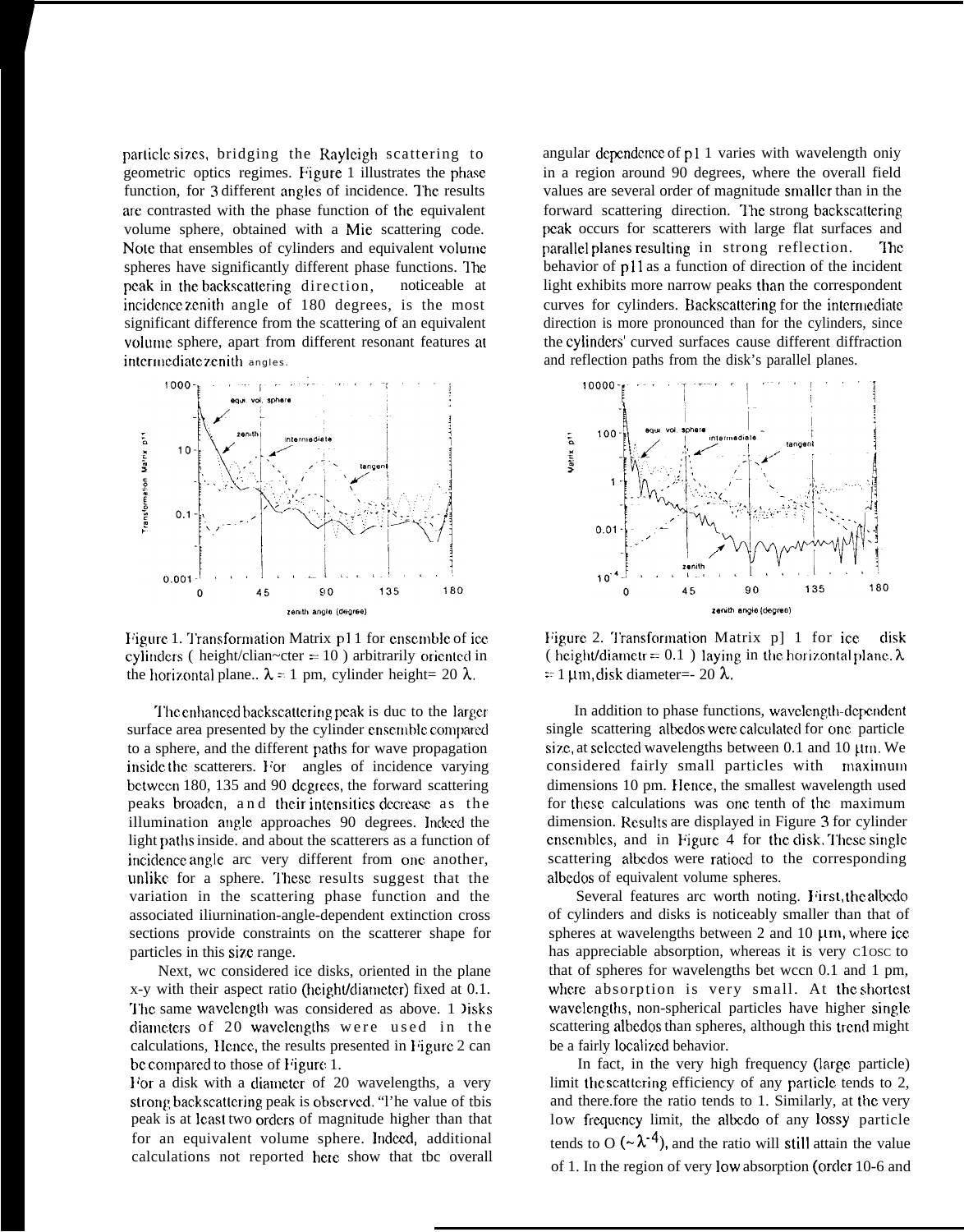particle sizes, bridging the Rayleigh scattering to geometric optics regimes. Figure 1 illustrates the phase function, for 3 different angles of incidence. The results are contrasted with the phase function of the equivalent volume sphere, obtained with a Mie scattering code. Note that ensembles of cylinders and equivalent volume spheres have significantly different phase functions. The peak in the backscattering direction, noticeable at incidence zenith angle of 180 degrees, is the most significant difference from the scattering of an equivalent volume sphere, apart from different resonant features at intermediate zenith angles.

Figure 1. Transformation Matrix p11 for ensemble of ice cylinders ( height/diameter = 10 ) arbitrarily oriented in the horizontal plane.. $\lambda$ = 1 pm, cylinder height= 20 $\lambda$.

The enhanced backscattering peak is due to the larger surface area presented by the cylinder ensemble compared to a sphere, and the different paths for wave propagation inside the scatterers. For angles of incidence varying between 180, 135 and 90 degrees, the forward scattering peaks broaden, and their intensities decrease as the illumination angle approaches 90 degrees. Indeed the light paths inside. and about the scatterers as a function of incidence angle are very different from one another, unlike for a sphere. These results suggest that the variation in the scattering phase function and the associated illumination-angle-dependent extinction cross sections provide constraints on the scatterer shape for particles in this size range.

Next, we considered ice disks, oriented in the plane x-y with their aspect ratio (height/diameter) fixed at 0.1. The same wavelength was considered as above. Disks diameters of 20 wavelengths were used in the calculations, Hence, the results presented in Figure 2 can be compared to those of Figure 1.

For a disk with a diameter of 20 wavelengths, a very strong backscattering peak is observed. "The value of this peak is at least two orders of magnitude higher than that for an equivalent volume sphere. Indeed, additional calculations not reported here show that the overall angular dependence of p11 varies with wavelength only in a region around 90 degrees, where the overall field values are several order of magnitude smaller than in the forward scattering direction. The strong backscattering peak occurs for scatterers with large flat surfaces and parallel planes resulting in strong reflection. The behavior of p11 as a function of direction of the incident light exhibits more narrow peaks than the correspondent curves for cylinders. Backscattering for the intermediate direction is more pronounced than for the cylinders, since the cylinders' curved surfaces cause different diffraction and reflection paths from the disk's parallel planes.

Figure 2. Transformation Matrix p11 for ice disk ( height/diametr = 0.1 ) laying in the horizontal plane. $\lambda$ = 1 $\mu$m, disk diameter=- 20 $\lambda$.

In addition to phase functions, wavelength-dependent single scattering albedos were calculated for one particle size, at selected wavelengths between 0.1 and 10 $\mu$m. We considered fairly small particles with maximum dimensions 10 pm. Hence, the smallest wavelength used for these calculations was one tenth of the maximum dimension. Results are displayed in Figure 3 for cylinder ensembles, and in Figure 4 for the disk. These single scattering albedos were ratioed to the corresponding albedos of equivalent volume spheres.

Several features are worth noting. First, the albedo of cylinders and disks is noticeably smaller than that of spheres at wavelengths between 2 and 10 $\mu$m, where ice has appreciable absorption, whereas it is very close to that of spheres for wavelengths between 0.1 and 1 pm, where absorption is very small. At the shortest wavelengths, non-spherical particles have higher single scattering albedos than spheres, although this trend might be a fairly localized behavior.

In fact, in the very high frequency (large particle) limit the scattering efficiency of any particle tends to 2, and therefore the ratio tends to 1. Similarly, at the very low frequency limit, the albedo of any lossy particle tends to O ($\sim \lambda^{-4}$), and the ratio will still attain the value of 1. In the region of very low absorption (order 10-6 and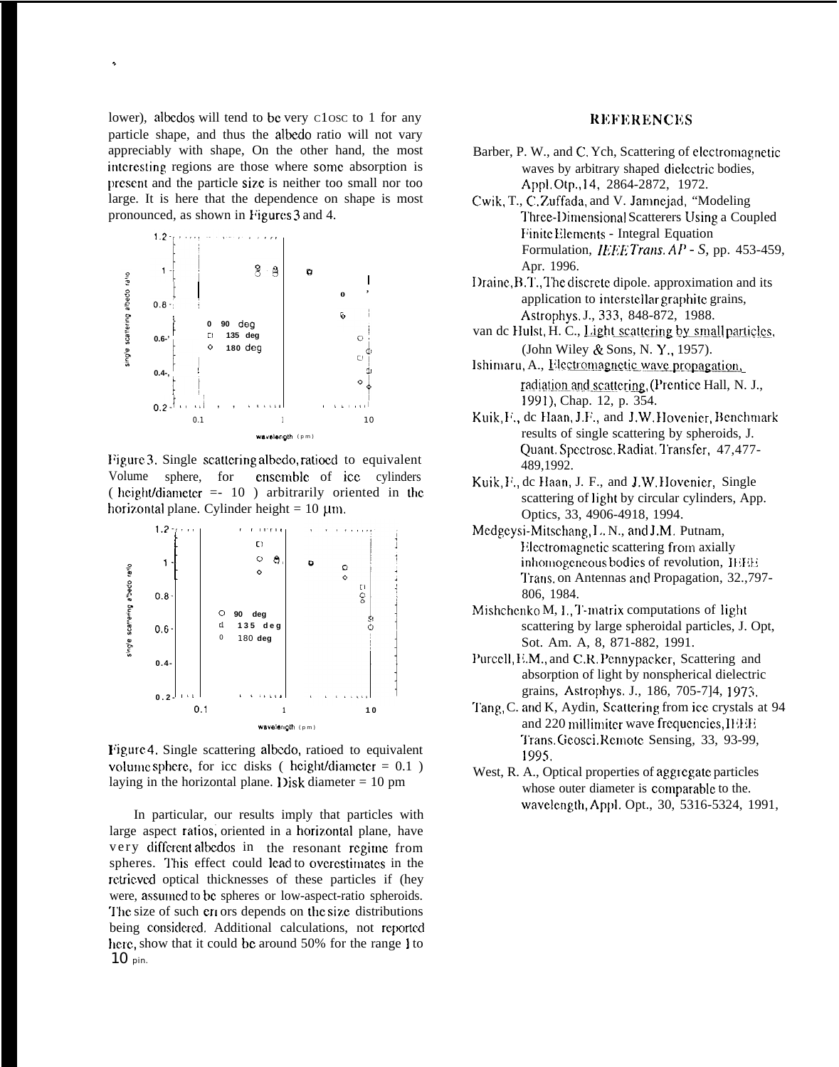lower), albedos will tend to be very close to 1 for any particle shape, and thus the albedo ratio will not vary appreciably with shape, On the other hand, the most interesting regions are those where some absorption is present and the particle size is neither too small nor too large. It is here that the dependence on shape is most pronounced, as shown in Figures 3 and 4.

1.2
1
0.8
0.6
0.4
0.2
0.1
1
10
single scattering albedo ratio
wavelength (pm)
0 90 deg
□ 135 deg
◇ 180 deg

Figure 3. Single scattering albedo, ratioed to equivalent Volume sphere, for ensemble of ice cylinders ( height/diameter =- 10 ) arbitrarily oriented in the horizontal plane. Cylinder height = 10 μm.

1.2
1
0.8
0.6
0.4
0.2
0.1
1
10
single scattering albedo ratio
wavelength (pm)
○ 90 deg
□ 135 deg
◇ 180 deg

Figure 4. Single scattering albedo, ratioed to equivalent volume sphere, for ice disks ( height/diameter = 0.1 ) laying in the horizontal plane. Disk diameter = 10 pm

In particular, our results imply that particles with large aspect ratios, oriented in a horizontal plane, have very different albedos in the resonant regime from spheres. This effect could lead to overestimates in the retrieved optical thicknesses of these particles if (hey were, assumed to be spheres or low-aspect-ratio spheroids. The size of such errors depends on the size distributions being considered. Additional calculations, not reported here, show that it could be around 50% for the range 1 to 10 pin.

## REFERENCES

Barber, P. W., and C. Yeh, Scattering of electromagnetic waves by arbitrary shaped dielectric bodies, Appl. Otp., 14, 2864-2872, 1972.

Cwik, T., C. Zuffada, and V. Jamnejad, "Modeling Three-Dimensional Scatterers Using a Coupled Finite Elements - Integral Equation Formulation, *IEEE Trans. AP - S*, pp. 453-459, Apr. 1996.

Draine, B.T., The discrete dipole. approximation and its application to interstellar graphite grains, Astrophys. J., 333, 848-872, 1988.

van de Hulst, H. C., Light scattering by small particles, (John Wiley & Sons, N. Y., 1957).

Ishimaru, A., Electromagnetic wave propagation, radiation and scattering, (Prentice Hall, N. J., 1991), Chap. 12, p. 354.

Kuik, F., de Haan, J.F., and J.W. Hovenier, Benchmark results of single scattering by spheroids, J. Quant. Spectrosc. Radiat. Transfer, 47, 477-489, 1992.

Kuik, F., de Haan, J. F., and J.W. Hovenier, Single scattering of light by circular cylinders, App. Optics, 33, 4906-4918, 1994.

Medgeysi-Mitschang, L. N., and J.M. Putnam, Electromagnetic scattering from axially inhomogeneous bodies of revolution, IEEE Trans. on Antennas and Propagation, 32., 797-806, 1984.

Mishchenko M, I., T-matrix computations of light scattering by large spheroidal particles, J. Opt, Sot. Am. A, 8, 871-882, 1991.

Purcell, E.M., and C.R. Pennypacker, Scattering and absorption of light by nonspherical dielectric grains, Astrophys. J., 186, 705-714, 1973.

Tang, C. and K, Aydin, Scattering from ice crystals at 94 and 220 millimiter wave frequencies, IEEE Trans. Geosci. Remote Sensing, 33, 93-99, 1995.

West, R. A., Optical properties of aggregate particles whose outer diameter is comparable to the. wavelength, Appl. Opt., 30, 5316-5324, 1991,